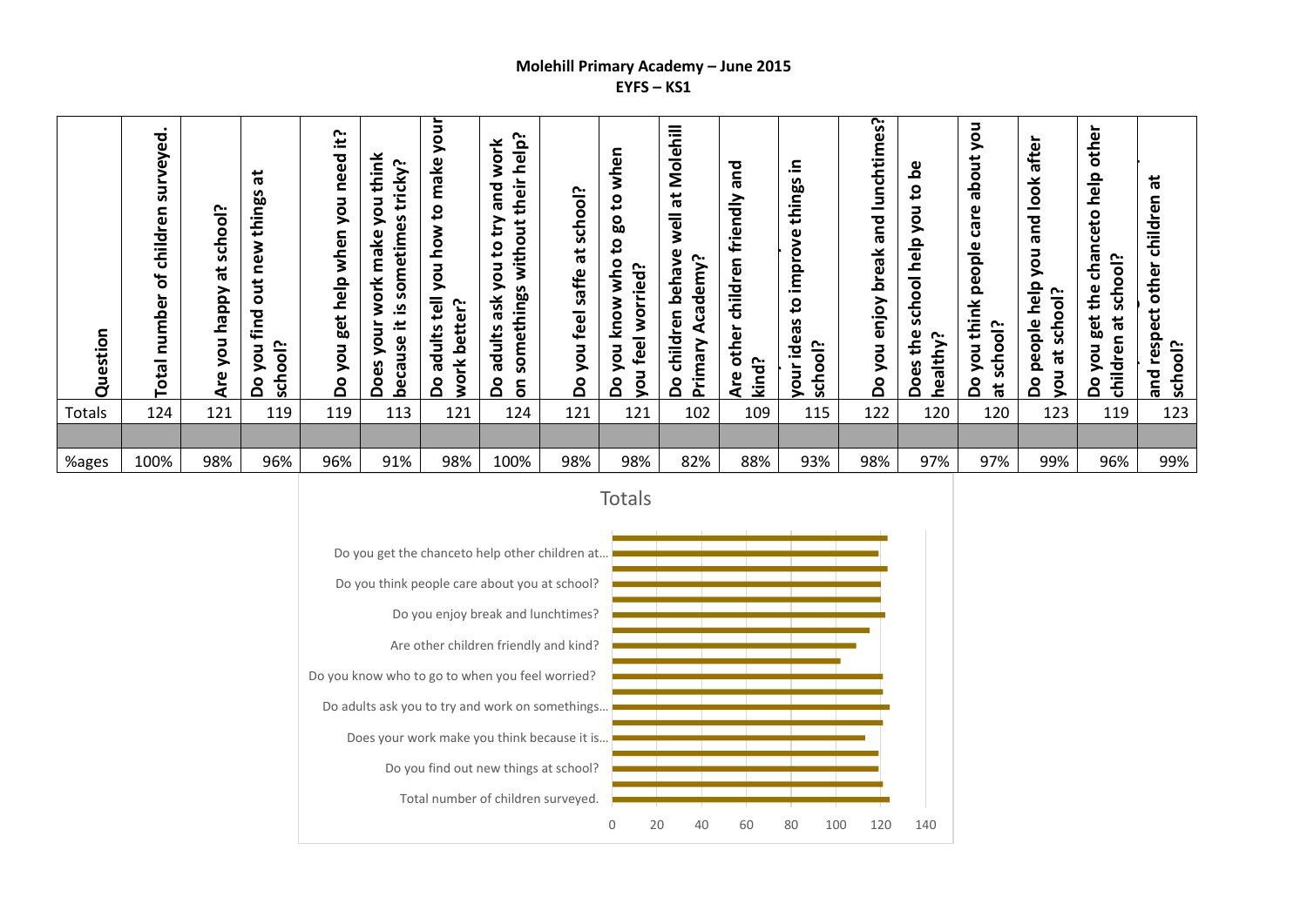**Molehill Primary Academy – June 2015**
**EYFS – KS1**

| Question | Total number of children surveyed. | Are you happy at school? | Do you find out new things at school? | Do you get help when you need it? | Does your work make you think because it is sometimes tricky? | Do adults tell you how to make your work better? | Do adults ask you to try and work on somethings without their help? | Do you feel saffe at school? | Do you know who to go to when you feel worried? | Do children behave well at Molehill Primary Academy? | Are other children friendly and kind? | your ideas to improve things in school? | Do you enjoy break and lunchtimes? | Does the school help you to be healthy? | Do you think people care about you at school? | Do people help you and look after you at school? | Do you get the chanceto help other children at school? | and respect other children at school? |
|---|---|---|---|---|---|---|---|---|---|---|---|---|---|---|---|---|---|---|
| Totals | 124 | 121 | 119 | 119 | 113 | 121 | 124 | 121 | 121 | 102 | 109 | 115 | 122 | 120 | 120 | 123 | 119 | 123 |
| | | | | | | | | | | | | | | | | | | |
| %ages | 100% | 98% | 96% | 96% | 91% | 98% | 100% | 98% | 98% | 82% | 88% | 93% | 98% | 97% | 97% | 99% | 96% | 99% |

Totals

- Do you get the chanceto help other children at...
- Do you think people care about you at school?
- Do you enjoy break and lunchtimes?
- Are other children friendly and kind?
- Do you know who to go to when you feel worried?
- Do adults ask you to try and work on somethings...
- Does your work make you think because it is...
- Do you find out new things at school?
- Total number of children surveyed.

0 20 40 60 80 100 120 140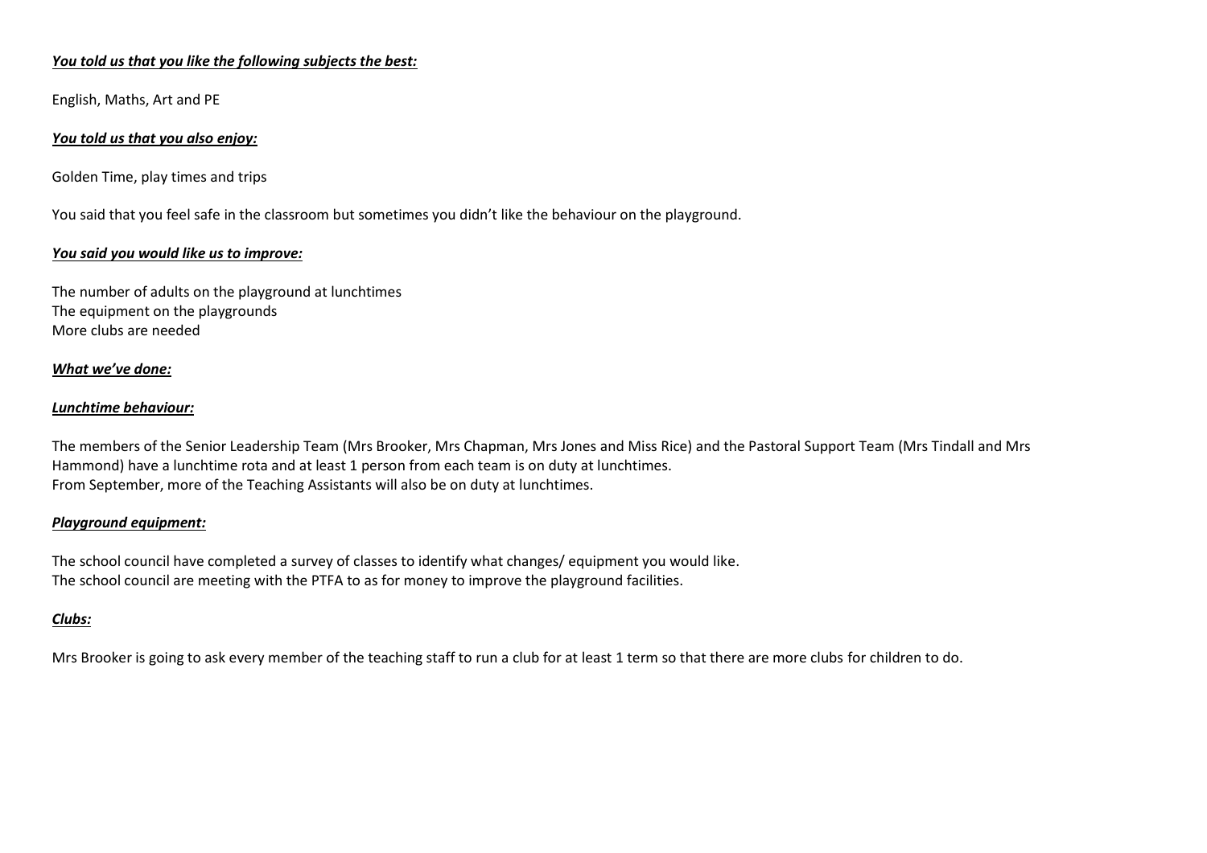***<u>You told us that you like the following subjects the best:</u>***

English, Maths, Art and PE

***<u>You told us that you also enjoy:</u>***

Golden Time, play times and trips

You said that you feel safe in the classroom but sometimes you didn't like the behaviour on the playground.

***<u>You said you would like us to improve:</u>***

The number of adults on the playground at lunchtimes
The equipment on the playgrounds
More clubs are needed

***<u>What we've done:</u>***

***<u>Lunchtime behaviour:</u>***

The members of the Senior Leadership Team (Mrs Brooker, Mrs Chapman, Mrs Jones and Miss Rice) and the Pastoral Support Team (Mrs Tindall and Mrs Hammond) have a lunchtime rota and at least 1 person from each team is on duty at lunchtimes.
From September, more of the Teaching Assistants will also be on duty at lunchtimes.

***<u>Playground equipment:</u>***

The school council have completed a survey of classes to identify what changes/ equipment you would like.
The school council are meeting with the PTFA to as for money to improve the playground facilities.

***<u>Clubs:</u>***

Mrs Brooker is going to ask every member of the teaching staff to run a club for at least 1 term so that there are more clubs for children to do.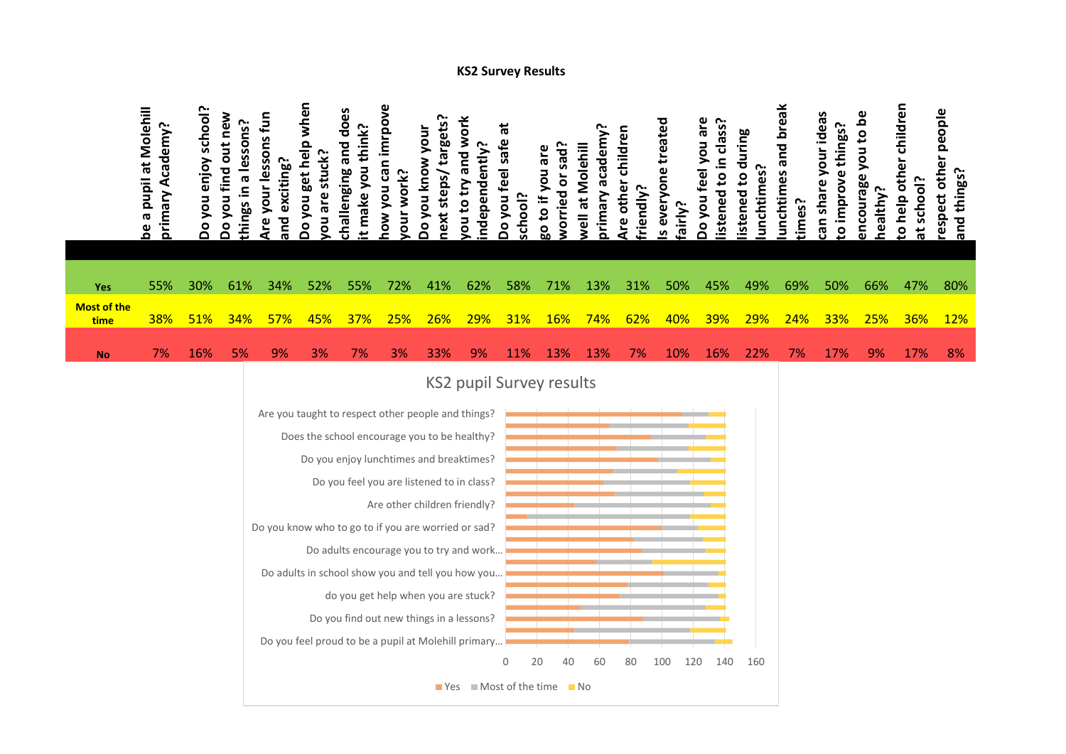## KS2 Survey Results

| | be a pupil at Molehill primary Academy? | Do you enjoy school? | Do you find out new things in a lessons? | Are your lessons fun and exciting? | Do you get help when you are stuck? | challenging and does it make you think? | how you can imrpove your work? | Do you know your next steps/ targets? | you to try and work independently? | Do you feel safe at school? | go to if you are worried or sad? | well at Molehill primary academy? | Are other children friendly? | Is everyone treated fairly? | Do you feel you are listened to in class? | listened to during lunchtimes? | lunchtimes and break times? | can share your ideas to improve things? | encourage you to be healthy? | to help other children at school? | respect other people and things? |
|---|---|---|---|---|---|---|---|---|---|---|---|---|---|---|---|---|---|---|---|---|---|
| **Yes** | 55% | 30% | 61% | 34% | 52% | 55% | 72% | 41% | 62% | 58% | 71% | 13% | 31% | 50% | 45% | 49% | 69% | 50% | 66% | 47% | 80% |
| **Most of the time** | 38% | 51% | 34% | 57% | 45% | 37% | 25% | 26% | 29% | 31% | 16% | 74% | 62% | 40% | 39% | 29% | 24% | 33% | 25% | 36% | 12% |
| **No** | 7% | 16% | 5% | 9% | 3% | 7% | 3% | 33% | 9% | 11% | 13% | 13% | 7% | 10% | 16% | 22% | 7% | 17% | 9% | 17% | 8% |

KS2 pupil Survey results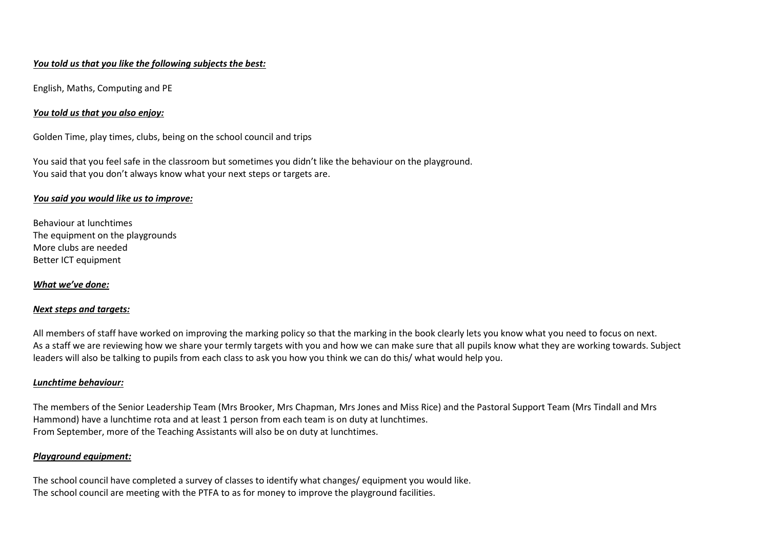***You told us that you like the following subjects the best:***

English, Maths, Computing and PE

***You told us that you also enjoy:***

Golden Time, play times, clubs, being on the school council and trips

You said that you feel safe in the classroom but sometimes you didn't like the behaviour on the playground.
You said that you don't always know what your next steps or targets are.

***You said you would like us to improve:***

Behaviour at lunchtimes
The equipment on the playgrounds
More clubs are needed
Better ICT equipment

***What we've done:***

***Next steps and targets:***

All members of staff have worked on improving the marking policy so that the marking in the book clearly lets you know what you need to focus on next.
As a staff we are reviewing how we share your termly targets with you and how we can make sure that all pupils know what they are working towards. Subject leaders will also be talking to pupils from each class to ask you how you think we can do this/ what would help you.

***Lunchtime behaviour:***

The members of the Senior Leadership Team (Mrs Brooker, Mrs Chapman, Mrs Jones and Miss Rice) and the Pastoral Support Team (Mrs Tindall and Mrs Hammond) have a lunchtime rota and at least 1 person from each team is on duty at lunchtimes.
From September, more of the Teaching Assistants will also be on duty at lunchtimes.

***Playground equipment:***

The school council have completed a survey of classes to identify what changes/ equipment you would like.
The school council are meeting with the PTFA to as for money to improve the playground facilities.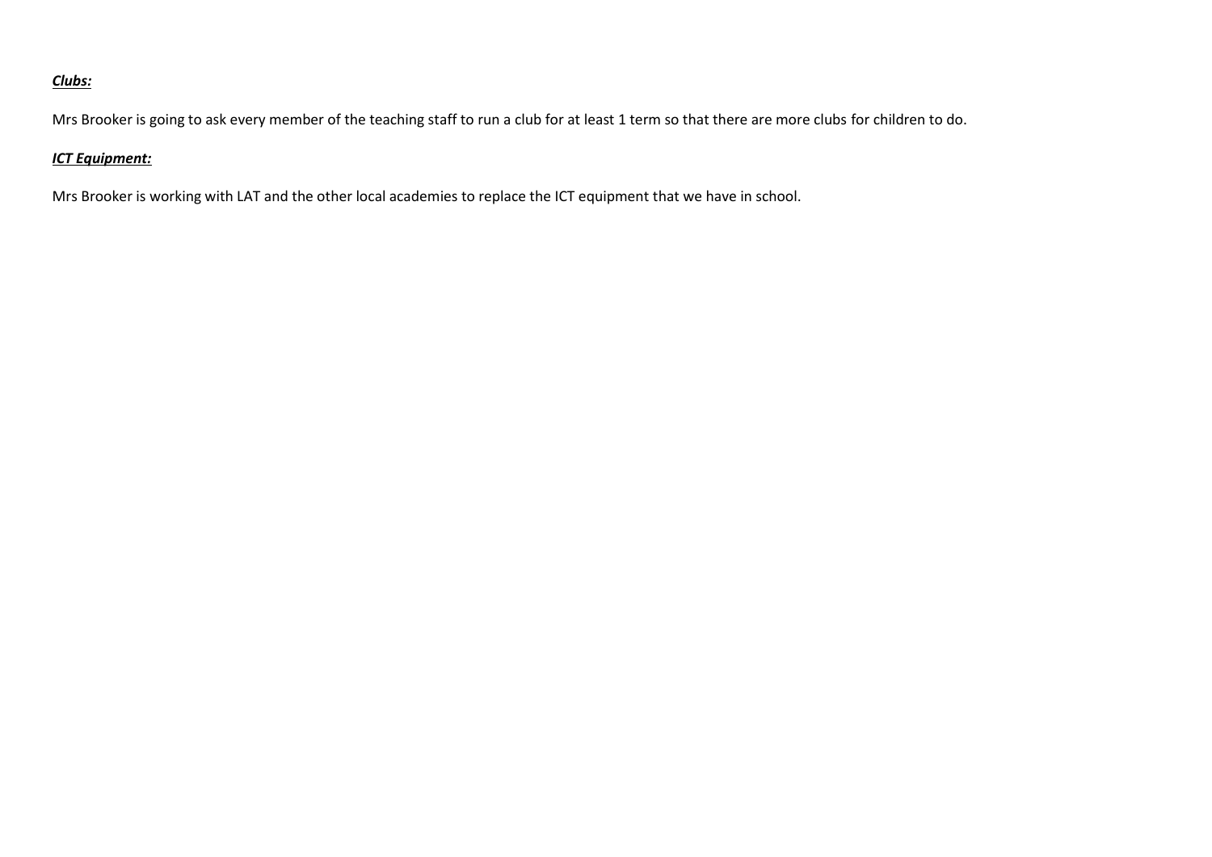***<u>Clubs:</u>***

Mrs Brooker is going to ask every member of the teaching staff to run a club for at least 1 term so that there are more clubs for children to do.

***<u>ICT Equipment:</u>***

Mrs Brooker is working with LAT and the other local academies to replace the ICT equipment that we have in school.